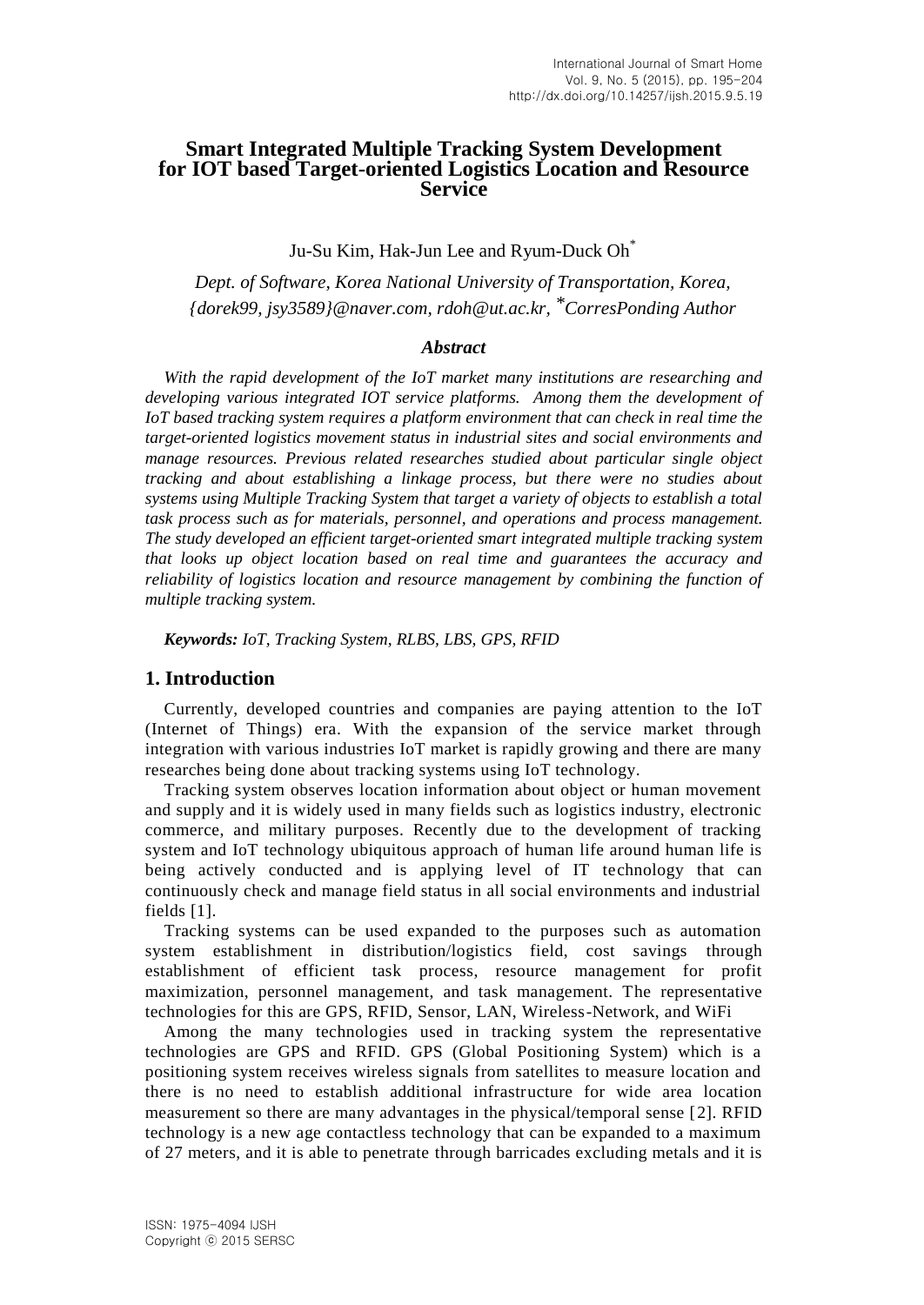# Smart Integrated Multiple Tracking System Development for IOT based Target-oriented Logistics Location and Resource Service

Ju-Su Kim, Hak-Jun Lee and Ryum-Duck Oh[*]

*Dept. of Software, Korea National University of Transportation, Korea, {dorek99, jsy3589}@naver.com, rdoh@ut.ac.kr, *CorresPonding Author*

### *Abstract*

*With the rapid development of the IoT market many institutions are researching and developing various integrated IOT service platforms. Among them the development of IoT based tracking system requires a platform environment that can check in real time the target-oriented logistics movement status in industrial sites and social environments and manage resources. Previous related researches studied about particular single object tracking and about establishing a linkage process, but there were no studies about systems using Multiple Tracking System that target a variety of objects to establish a total task process such as for materials, personnel, and operations and process management. The study developed an efficient target-oriented smart integrated multiple tracking system that looks up object location based on real time and guarantees the accuracy and reliability of logistics location and resource management by combining the function of multiple tracking system.*

***Keywords:** IoT, Tracking System, RLBS, LBS, GPS, RFID*

## 1. Introduction

Currently, developed countries and companies are paying attention to the IoT (Internet of Things) era. With the expansion of the service market through integration with various industries IoT market is rapidly growing and there are many researches being done about tracking systems using IoT technology.

Tracking system observes location information about object or human movement and supply and it is widely used in many fields such as logistics industry, electronic commerce, and military purposes. Recently due to the development of tracking system and IoT technology ubiquitous approach of human life around human life is being actively conducted and is applying level of IT technology that can continuously check and manage field status in all social environments and industrial fields [1].

Tracking systems can be used expanded to the purposes such as automation system establishment in distribution/logistics field, cost savings through establishment of efficient task process, resource management for profit maximization, personnel management, and task management. The representative technologies for this are GPS, RFID, Sensor, LAN, Wireless-Network, and WiFi

Among the many technologies used in tracking system the representative technologies are GPS and RFID. GPS (Global Positioning System) which is a positioning system receives wireless signals from satellites to measure location and there is no need to establish additional infrastructure for wide area location measurement so there are many advantages in the physical/temporal sense [2]. RFID technology is a new age contactless technology that can be expanded to a maximum of 27 meters, and it is able to penetrate through barricades excluding metals and it is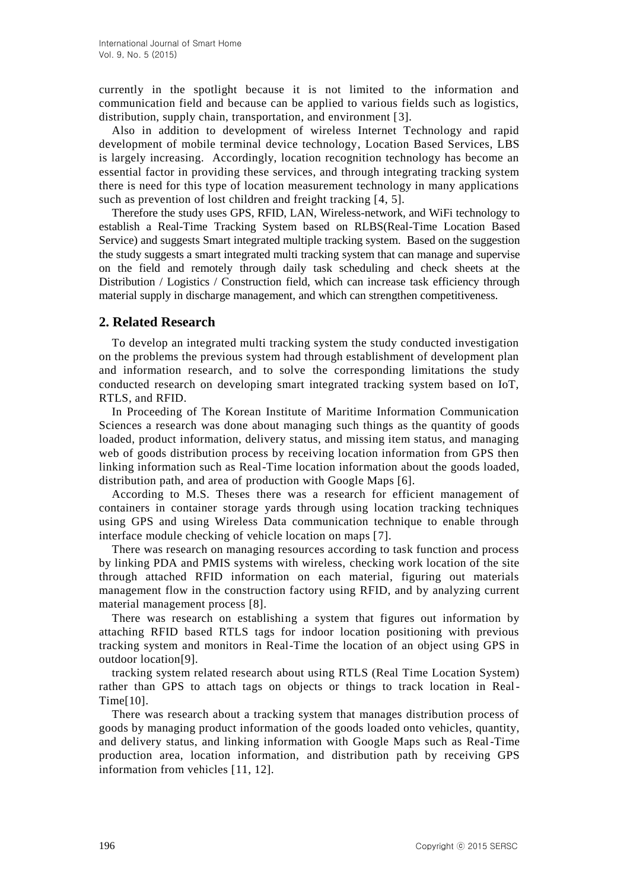currently in the spotlight because it is not limited to the information and communication field and because can be applied to various fields such as logistics, distribution, supply chain, transportation, and environment [3].

Also in addition to development of wireless Internet Technology and rapid development of mobile terminal device technology, Location Based Services, LBS is largely increasing. Accordingly, location recognition technology has become an essential factor in providing these services, and through integrating tracking system there is need for this type of location measurement technology in many applications such as prevention of lost children and freight tracking [4, 5].

Therefore the study uses GPS, RFID, LAN, Wireless-network, and WiFi technology to establish a Real-Time Tracking System based on RLBS(Real-Time Location Based Service) and suggests Smart integrated multiple tracking system. Based on the suggestion the study suggests a smart integrated multi tracking system that can manage and supervise on the field and remotely through daily task scheduling and check sheets at the Distribution / Logistics / Construction field, which can increase task efficiency through material supply in discharge management, and which can strengthen competitiveness.

## 2. Related Research

To develop an integrated multi tracking system the study conducted investigation on the problems the previous system had through establishment of development plan and information research, and to solve the corresponding limitations the study conducted research on developing smart integrated tracking system based on IoT, RTLS, and RFID.

In Proceeding of The Korean Institute of Maritime Information Communication Sciences a research was done about managing such things as the quantity of goods loaded, product information, delivery status, and missing item status, and managing web of goods distribution process by receiving location information from GPS then linking information such as Real-Time location information about the goods loaded, distribution path, and area of production with Google Maps [6].

According to M.S. Theses there was a research for efficient management of containers in container storage yards through using location tracking techniques using GPS and using Wireless Data communication technique to enable through interface module checking of vehicle location on maps [7].

There was research on managing resources according to task function and process by linking PDA and PMIS systems with wireless, checking work location of the site through attached RFID information on each material, figuring out materials management flow in the construction factory using RFID, and by analyzing current material management process [8].

There was research on establishing a system that figures out information by attaching RFID based RTLS tags for indoor location positioning with previous tracking system and monitors in Real-Time the location of an object using GPS in outdoor location[9].

tracking system related research about using RTLS (Real Time Location System) rather than GPS to attach tags on objects or things to track location in Real-Time[10].

There was research about a tracking system that manages distribution process of goods by managing product information of the goods loaded onto vehicles, quantity, and delivery status, and linking information with Google Maps such as Real-Time production area, location information, and distribution path by receiving GPS information from vehicles [11, 12].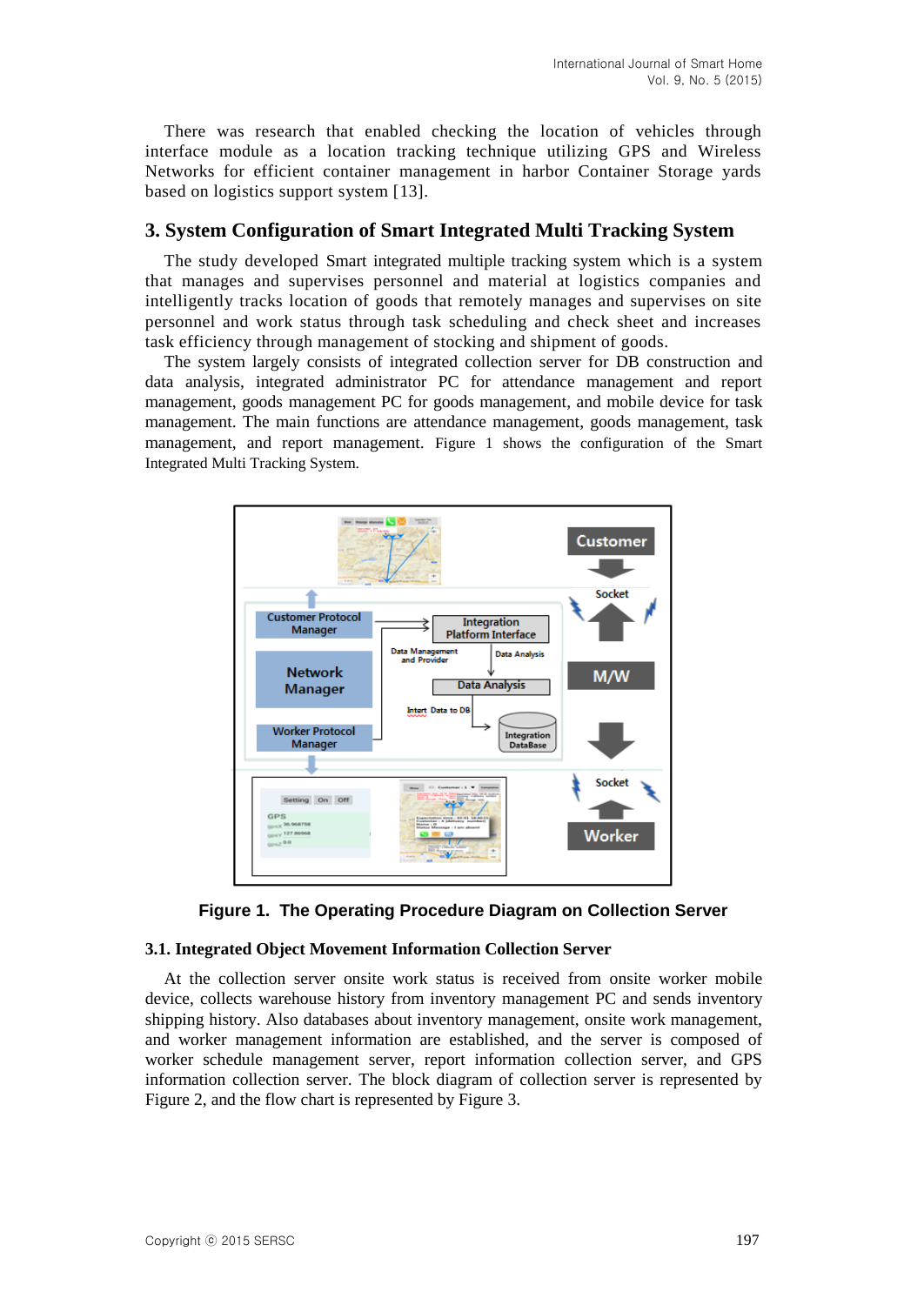There was research that enabled checking the location of vehicles through interface module as a location tracking technique utilizing GPS and Wireless Networks for efficient container management in harbor Container Storage yards based on logistics support system [13].

## 3. System Configuration of Smart Integrated Multi Tracking System

The study developed Smart integrated multiple tracking system which is a system that manages and supervises personnel and material at logistics companies and intelligently tracks location of goods that remotely manages and supervises on site personnel and work status through task scheduling and check sheet and increases task efficiency through management of stocking and shipment of goods.

The system largely consists of integrated collection server for DB construction and data analysis, integrated administrator PC for attendance management and report management, goods management PC for goods management, and mobile device for task management. The main functions are attendance management, goods management, task management, and report management. Figure 1 shows the configuration of the Smart Integrated Multi Tracking System.

**Figure 1. The Operating Procedure Diagram on Collection Server**

### 3.1. Integrated Object Movement Information Collection Server

At the collection server onsite work status is received from onsite worker mobile device, collects warehouse history from inventory management PC and sends inventory shipping history. Also databases about inventory management, onsite work management, and worker management information are established, and the server is composed of worker schedule management server, report information collection server, and GPS information collection server. The block diagram of collection server is represented by Figure 2, and the flow chart is represented by Figure 3.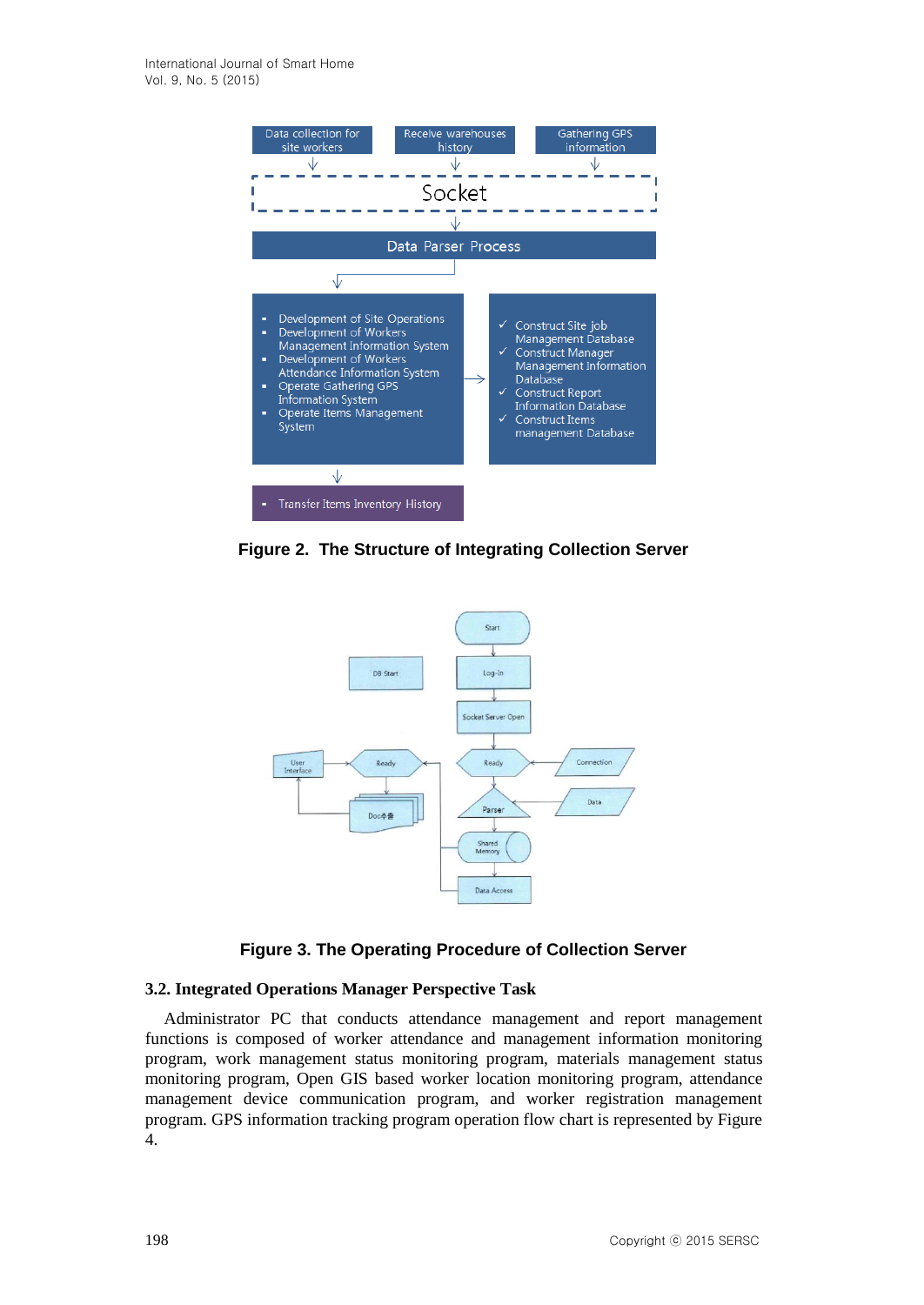Figure 2. The Structure of Integrating Collection Server

Figure 3. The Operating Procedure of Collection Server

### 3.2. Integrated Operations Manager Perspective Task

Administrator PC that conducts attendance management and report management functions is composed of worker attendance and management information monitoring program, work management status monitoring program, materials management status monitoring program, Open GIS based worker location monitoring program, attendance management device communication program, and worker registration management program. GPS information tracking program operation flow chart is represented by Figure 4.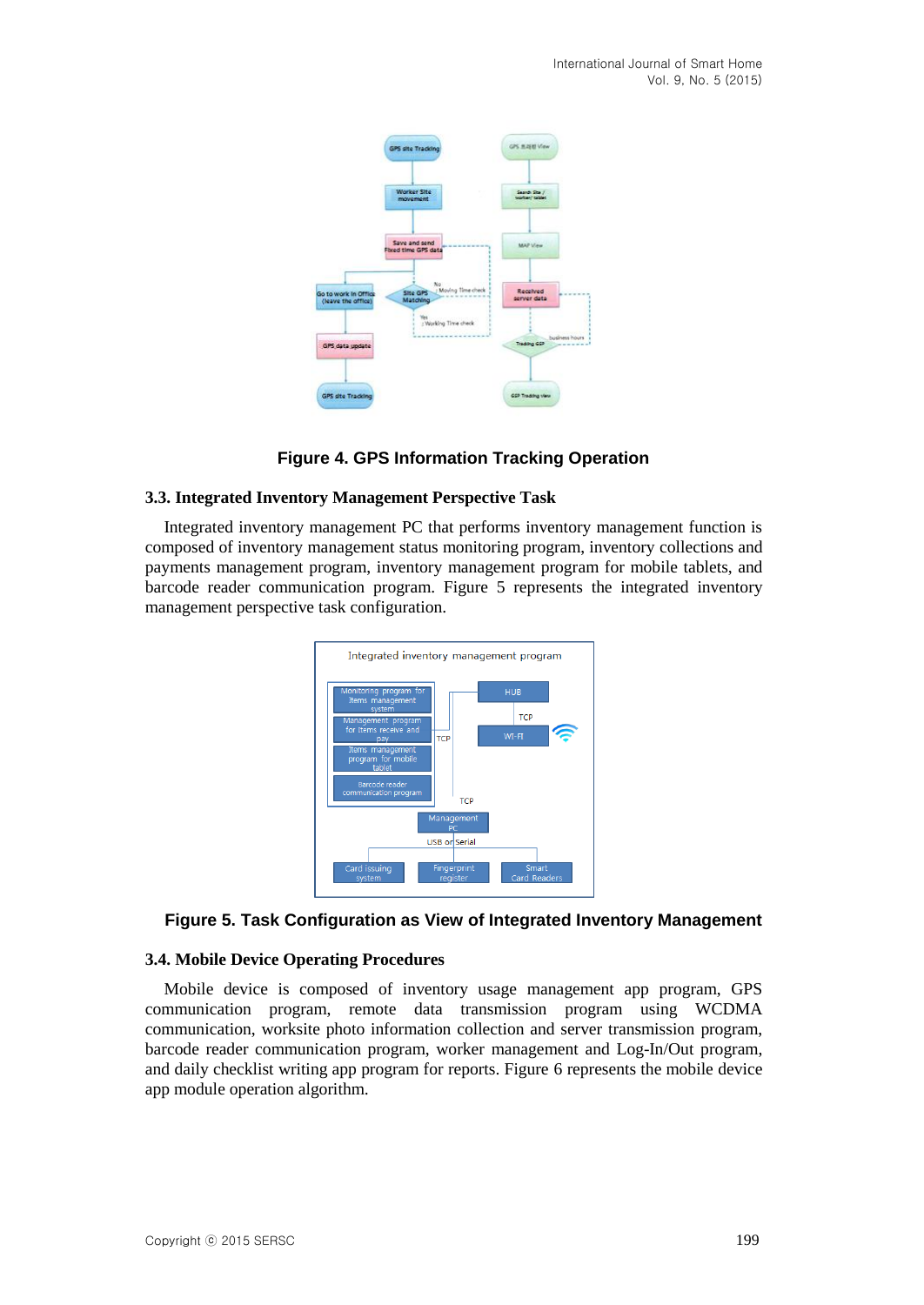Figure 4. GPS Information Tracking Operation

### 3.3. Integrated Inventory Management Perspective Task

Integrated inventory management PC that performs inventory management function is composed of inventory management status monitoring program, inventory collections and payments management program, inventory management program for mobile tablets, and barcode reader communication program. Figure 5 represents the integrated inventory management perspective task configuration.

Figure 5. Task Configuration as View of Integrated Inventory Management

### 3.4. Mobile Device Operating Procedures

Mobile device is composed of inventory usage management app program, GPS communication program, remote data transmission program using WCDMA communication, worksite photo information collection and server transmission program, barcode reader communication program, worker management and Log-In/Out program, and daily checklist writing app program for reports. Figure 6 represents the mobile device app module operation algorithm.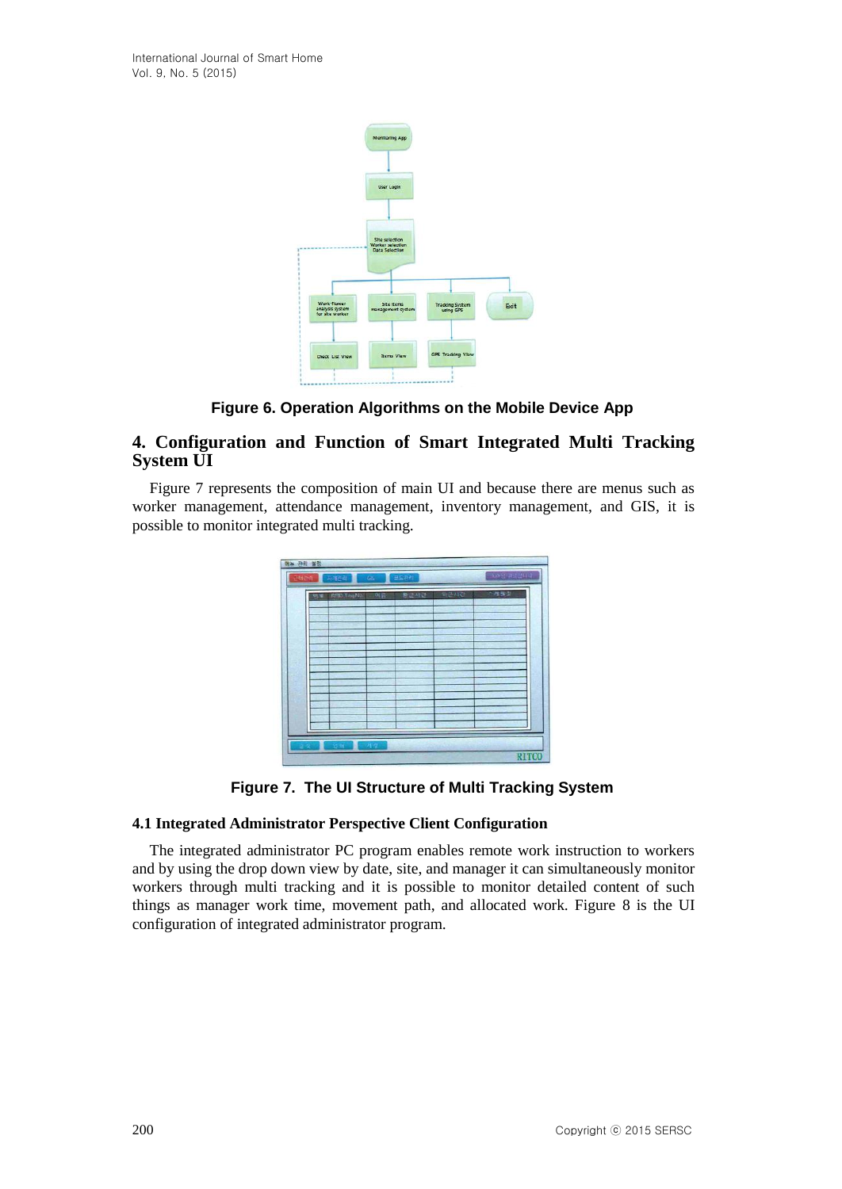Figure 6. Operation Algorithms on the Mobile Device App

## 4. Configuration and Function of Smart Integrated Multi Tracking System UI

Figure 7 represents the composition of main UI and because there are menus such as worker management, attendance management, inventory management, and GIS, it is possible to monitor integrated multi tracking.

Figure 7. The UI Structure of Multi Tracking System

### 4.1 Integrated Administrator Perspective Client Configuration

The integrated administrator PC program enables remote work instruction to workers and by using the drop down view by date, site, and manager it can simultaneously monitor workers through multi tracking and it is possible to monitor detailed content of such things as manager work time, movement path, and allocated work. Figure 8 is the UI configuration of integrated administrator program.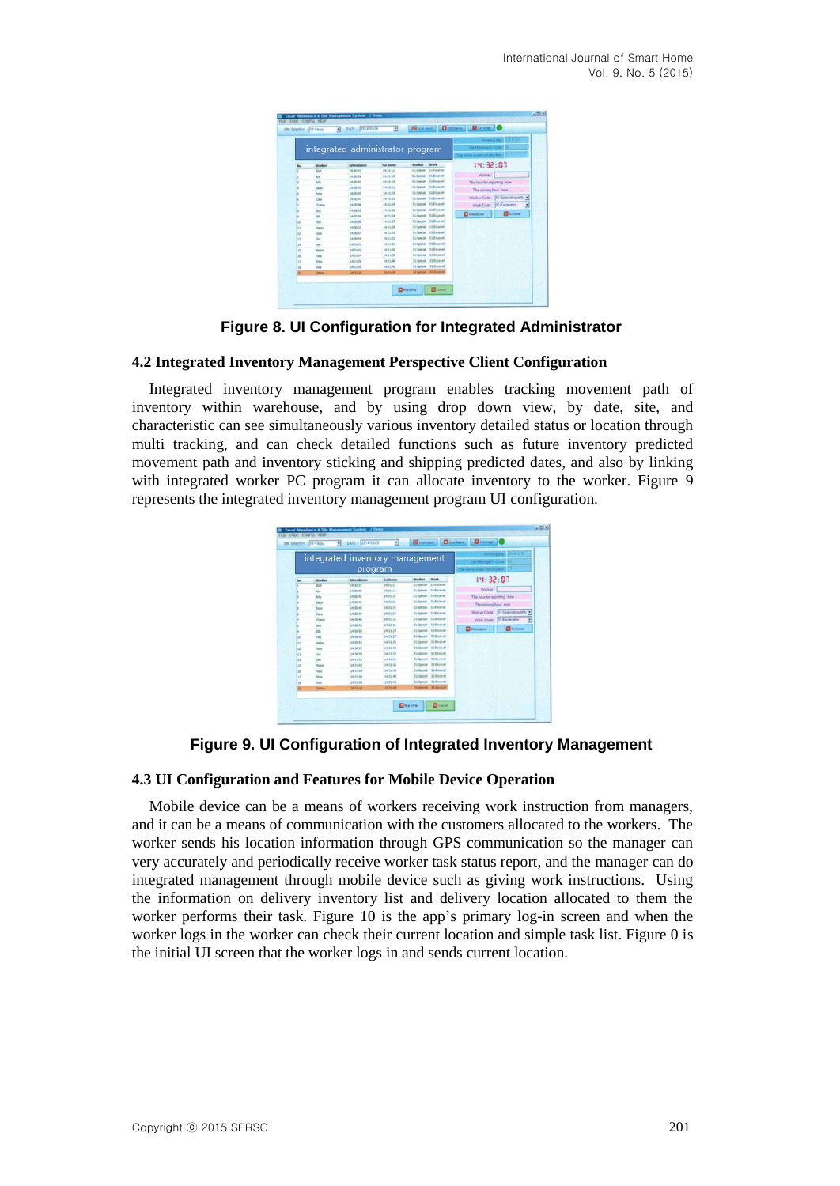Figure 8. UI Configuration for Integrated Administrator

### 4.2 Integrated Inventory Management Perspective Client Configuration

Integrated inventory management program enables tracking movement path of inventory within warehouse, and by using drop down view, by date, site, and characteristic can see simultaneously various inventory detailed status or location through multi tracking, and can check detailed functions such as future inventory predicted movement path and inventory sticking and shipping predicted dates, and also by linking with integrated worker PC program it can allocate inventory to the worker. Figure 9 represents the integrated inventory management program UI configuration.

Figure 9. UI Configuration of Integrated Inventory Management

### 4.3 UI Configuration and Features for Mobile Device Operation

Mobile device can be a means of workers receiving work instruction from managers, and it can be a means of communication with the customers allocated to the workers. The worker sends his location information through GPS communication so the manager can very accurately and periodically receive worker task status report, and the manager can do integrated management through mobile device such as giving work instructions. Using the information on delivery inventory list and delivery location allocated to them the worker performs their task. Figure 10 is the app's primary log-in screen and when the worker logs in the worker can check their current location and simple task list. Figure 0 is the initial UI screen that the worker logs in and sends current location.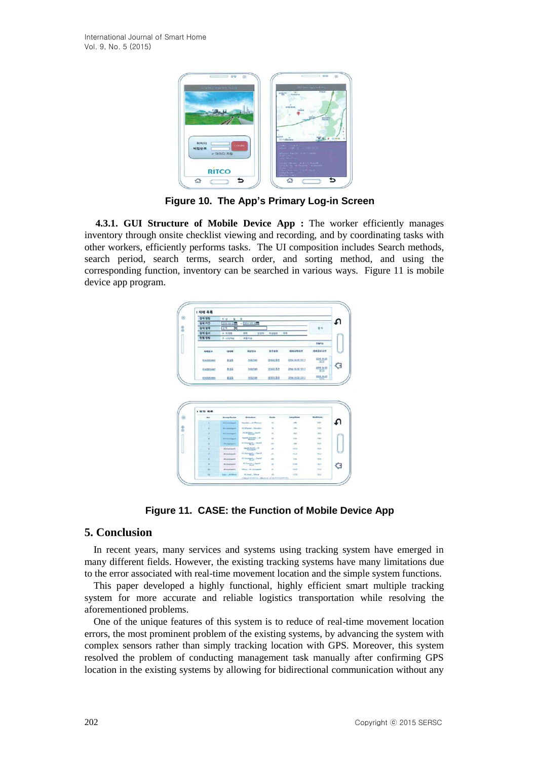Figure 10. The App's Primary Log-in Screen

**4.3.1. GUI Structure of Mobile Device App :** The worker efficiently manages inventory through onsite checklist viewing and recording, and by coordinating tasks with other workers, efficiently performs tasks. The UI composition includes Search methods, search period, search terms, search order, and sorting method, and using the corresponding function, inventory can be searched in various ways. Figure 11 is mobile device app program.

Figure 11. CASE: the Function of Mobile Device App

## 5. Conclusion

In recent years, many services and systems using tracking system have emerged in many different fields. However, the existing tracking systems have many limitations due to the error associated with real-time movement location and the simple system functions.

This paper developed a highly functional, highly efficient smart multiple tracking system for more accurate and reliable logistics transportation while resolving the aforementioned problems.

One of the unique features of this system is to reduce of real-time movement location errors, the most prominent problem of the existing systems, by advancing the system with complex sensors rather than simply tracking location with GPS. Moreover, this system resolved the problem of conducting management task manually after confirming GPS location in the existing systems by allowing for bidirectional communication without any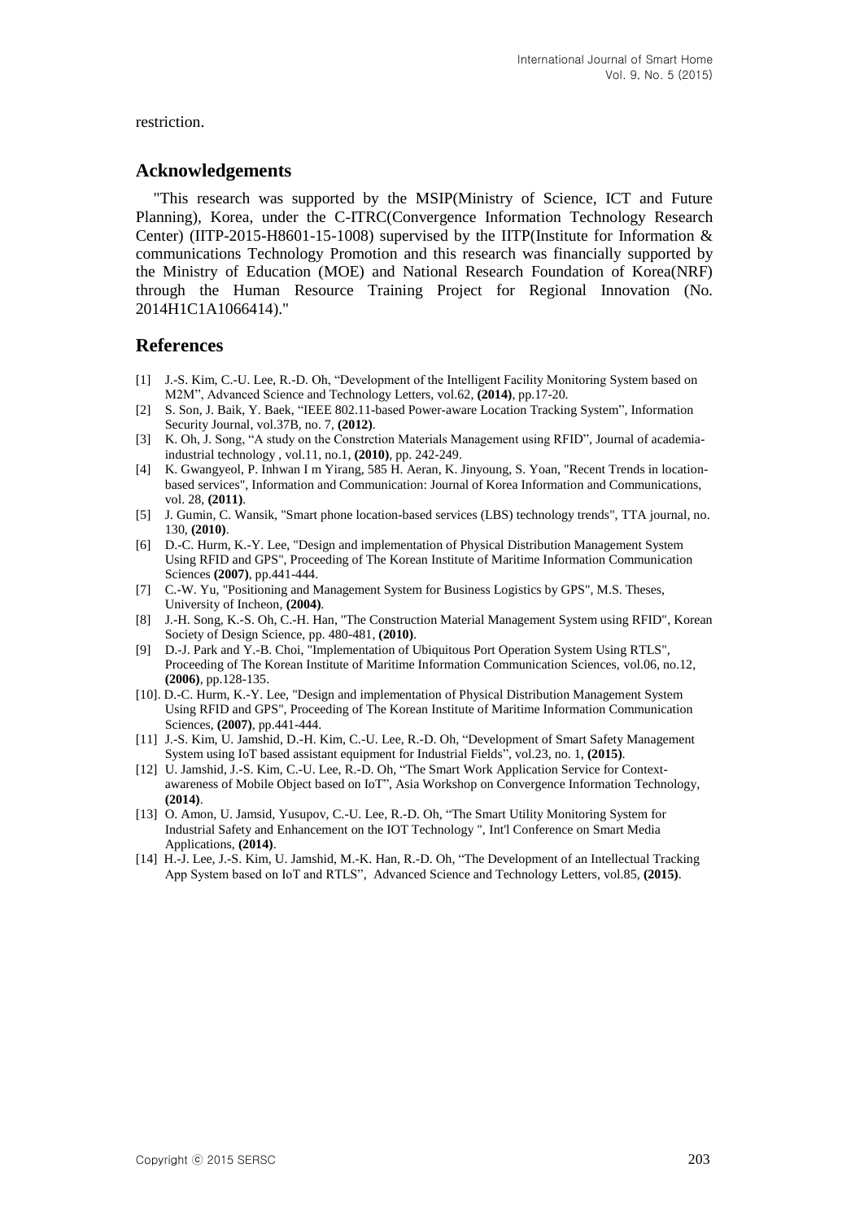restriction.

## Acknowledgements

"This research was supported by the MSIP(Ministry of Science, ICT and Future Planning), Korea, under the C-ITRC(Convergence Information Technology Research Center) (IITP-2015-H8601-15-1008) supervised by the IITP(Institute for Information & communications Technology Promotion and this research was financially supported by the Ministry of Education (MOE) and National Research Foundation of Korea(NRF) through the Human Resource Training Project for Regional Innovation (No. 2014H1C1A1066414)."

## References

[1] J.-S. Kim, C.-U. Lee, R.-D. Oh, "Development of the Intelligent Facility Monitoring System based on M2M", Advanced Science and Technology Letters, vol.62, **(2014)**, pp.17-20.

[2] S. Son, J. Baik, Y. Baek, "IEEE 802.11-based Power-aware Location Tracking System", Information Security Journal, vol.37B, no. 7, **(2012)**.

[3] K. Oh, J. Song, "A study on the Constrction Materials Management using RFID", Journal of academia-industrial technology , vol.11, no.1, **(2010)**, pp. 242-249.

[4] K. Gwangyeol, P. Inhwan I m Yirang, 585 H. Aeran, K. Jinyoung, S. Yoan, "Recent Trends in location-based services", Information and Communication: Journal of Korea Information and Communications, vol. 28, **(2011)**.

[5] J. Gumin, C. Wansik, "Smart phone location-based services (LBS) technology trends", TTA journal, no. 130, **(2010)**.

[6] D.-C. Hurm, K.-Y. Lee, "Design and implementation of Physical Distribution Management System Using RFID and GPS", Proceeding of The Korean Institute of Maritime Information Communication Sciences **(2007)**, pp.441-444.

[7] C.-W. Yu, "Positioning and Management System for Business Logistics by GPS", M.S. Theses, University of Incheon, **(2004)**.

[8] J.-H. Song, K.-S. Oh, C.-H. Han, "The Construction Material Management System using RFID", Korean Society of Design Science, pp. 480-481, **(2010)**.

[9] D.-J. Park and Y.-B. Choi, "Implementation of Ubiquitous Port Operation System Using RTLS", Proceeding of The Korean Institute of Maritime Information Communication Sciences, vol.06, no.12, **(2006)**, pp.128-135.

[10]. D.-C. Hurm, K.-Y. Lee, "Design and implementation of Physical Distribution Management System Using RFID and GPS", Proceeding of The Korean Institute of Maritime Information Communication Sciences, **(2007)**, pp.441-444.

[11] J.-S. Kim, U. Jamshid, D.-H. Kim, C.-U. Lee, R.-D. Oh, "Development of Smart Safety Management System using IoT based assistant equipment for Industrial Fields", vol.23, no. 1, **(2015)**.

[12] U. Jamshid, J.-S. Kim, C.-U. Lee, R.-D. Oh, "The Smart Work Application Service for Context-awareness of Mobile Object based on IoT", Asia Workshop on Convergence Information Technology, **(2014)**.

[13] O. Amon, U. Jamsid, Yusupov, C.-U. Lee, R.-D. Oh, "The Smart Utility Monitoring System for Industrial Safety and Enhancement on the IOT Technology ", Int'l Conference on Smart Media Applications, **(2014)**.

[14] H.-J. Lee, J.-S. Kim, U. Jamshid, M.-K. Han, R.-D. Oh, "The Development of an Intellectual Tracking App System based on IoT and RTLS", Advanced Science and Technology Letters, vol.85, **(2015)**.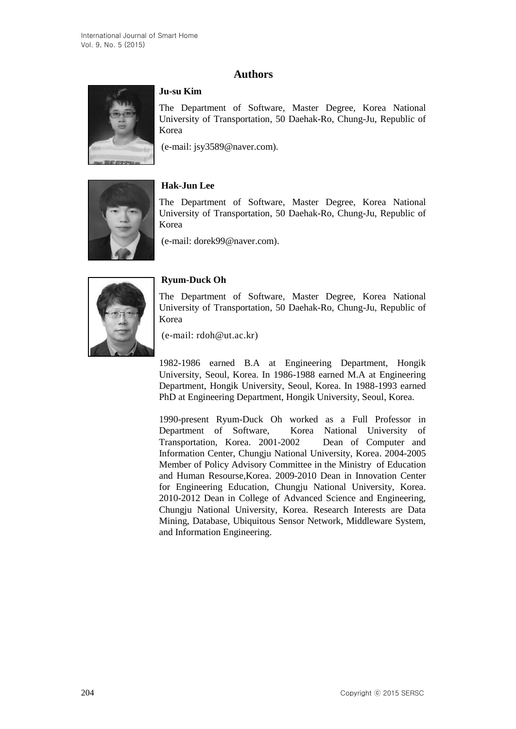# Authors

**Ju-su Kim**

The Department of Software, Master Degree, Korea National University of Transportation, 50 Daehak-Ro, Chung-Ju, Republic of Korea

(e-mail: jsy3589@naver.com).

**Hak-Jun Lee**

The Department of Software, Master Degree, Korea National University of Transportation, 50 Daehak-Ro, Chung-Ju, Republic of Korea

(e-mail: dorek99@naver.com).

**Ryum-Duck Oh**

The Department of Software, Master Degree, Korea National University of Transportation, 50 Daehak-Ro, Chung-Ju, Republic of Korea

(e-mail: rdoh@ut.ac.kr)

1982-1986 earned B.A at Engineering Department, Hongik University, Seoul, Korea. In 1986-1988 earned M.A at Engineering Department, Hongik University, Seoul, Korea. In 1988-1993 earned PhD at Engineering Department, Hongik University, Seoul, Korea.

1990-present Ryum-Duck Oh worked as a Full Professor in Department of Software, Korea National University of Transportation, Korea. 2001-2002 Dean of Computer and Information Center, Chungju National University, Korea. 2004-2005 Member of Policy Advisory Committee in the Ministry of Education and Human Resourse,Korea. 2009-2010 Dean in Innovation Center for Engineering Education, Chungju National University, Korea. 2010-2012 Dean in College of Advanced Science and Engineering, Chungju National University, Korea. Research Interests are Data Mining, Database, Ubiquitous Sensor Network, Middleware System, and Information Engineering.